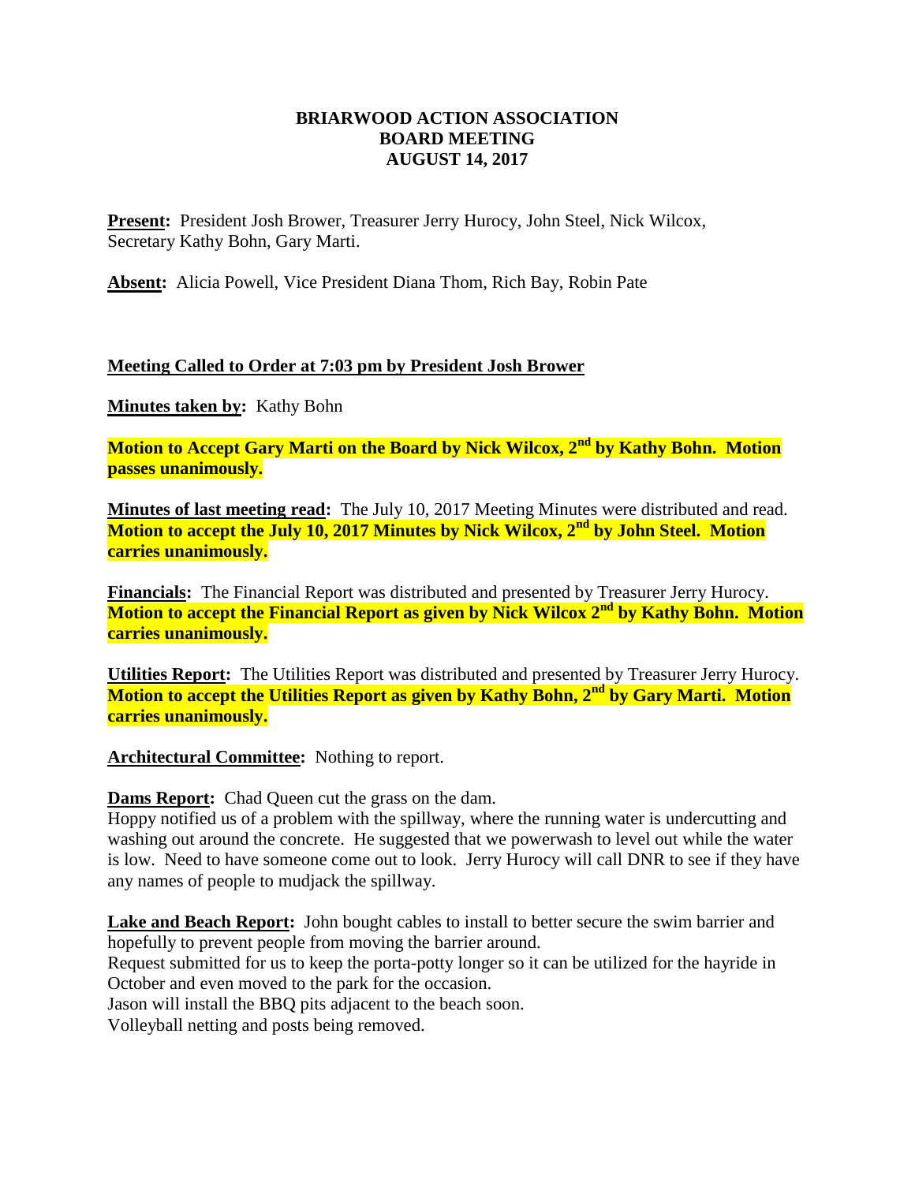**BRIARWOOD ACTION ASSOCIATION**
**BOARD MEETING**
**AUGUST 14, 2017**

**Present:** President Josh Brower, Treasurer Jerry Hurocy, John Steel, Nick Wilcox, Secretary Kathy Bohn, Gary Marti.

**Absent:** Alicia Powell, Vice President Diana Thom, Rich Bay, Robin Pate

**Meeting Called to Order at 7:03 pm by President Josh Brower**

**Minutes taken by:** Kathy Bohn

**Motion to Accept Gary Marti on the Board by Nick Wilcox, 2nd by Kathy Bohn. Motion passes unanimously.**

**Minutes of last meeting read:** The July 10, 2017 Meeting Minutes were distributed and read. **Motion to accept the July 10, 2017 Minutes by Nick Wilcox, 2nd by John Steel. Motion carries unanimously.**

**Financials:** The Financial Report was distributed and presented by Treasurer Jerry Hurocy. **Motion to accept the Financial Report as given by Nick Wilcox 2nd by Kathy Bohn. Motion carries unanimously.**

**Utilities Report:** The Utilities Report was distributed and presented by Treasurer Jerry Hurocy. **Motion to accept the Utilities Report as given by Kathy Bohn, 2nd by Gary Marti. Motion carries unanimously.**

**Architectural Committee:** Nothing to report.

**Dams Report:** Chad Queen cut the grass on the dam.
Hoppy notified us of a problem with the spillway, where the running water is undercutting and washing out around the concrete. He suggested that we powerwash to level out while the water is low. Need to have someone come out to look. Jerry Hurocy will call DNR to see if they have any names of people to mudjack the spillway.

**Lake and Beach Report:** John bought cables to install to better secure the swim barrier and hopefully to prevent people from moving the barrier around.
Request submitted for us to keep the porta-potty longer so it can be utilized for the hayride in October and even moved to the park for the occasion.
Jason will install the BBQ pits adjacent to the beach soon.
Volleyball netting and posts being removed.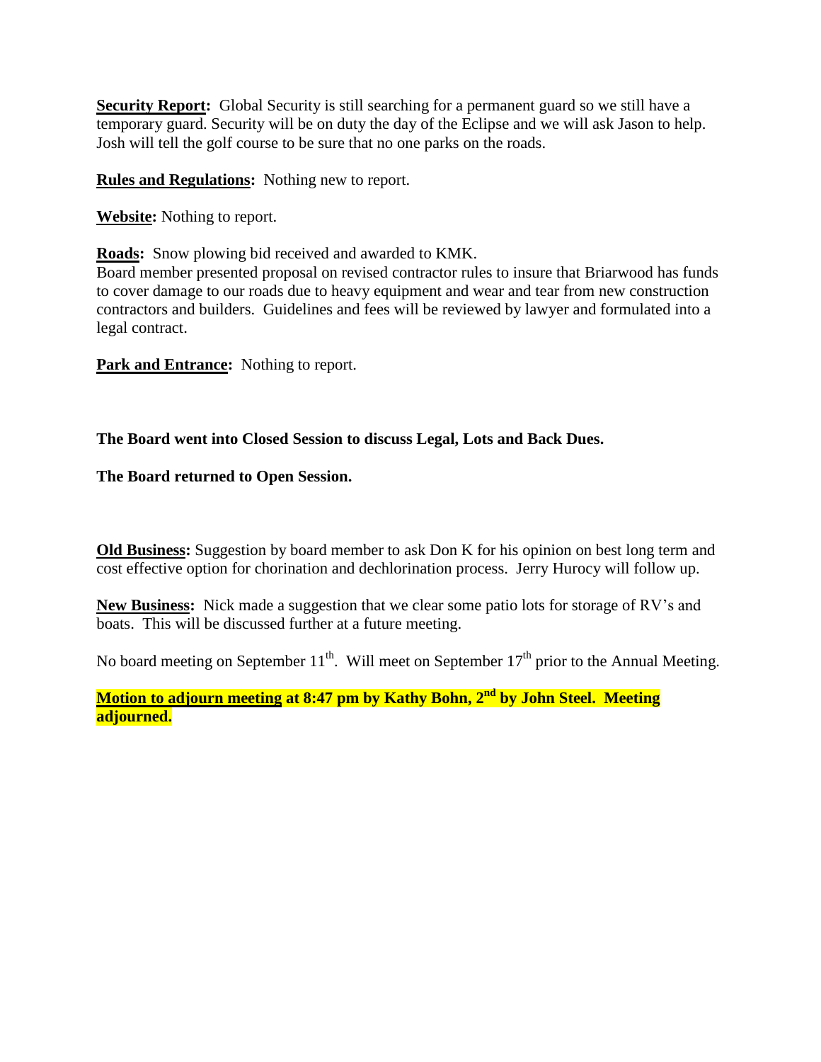**Security Report:** Global Security is still searching for a permanent guard so we still have a temporary guard. Security will be on duty the day of the Eclipse and we will ask Jason to help. Josh will tell the golf course to be sure that no one parks on the roads.

**Rules and Regulations:** Nothing new to report.

**Website:** Nothing to report.

**Roads:** Snow plowing bid received and awarded to KMK.
Board member presented proposal on revised contractor rules to insure that Briarwood has funds to cover damage to our roads due to heavy equipment and wear and tear from new construction contractors and builders. Guidelines and fees will be reviewed by lawyer and formulated into a legal contract.

**Park and Entrance:** Nothing to report.

**The Board went into Closed Session to discuss Legal, Lots and Back Dues.**

**The Board returned to Open Session.**

**Old Business:** Suggestion by board member to ask Don K for his opinion on best long term and cost effective option for chorination and dechlorination process. Jerry Hurocy will follow up.

**New Business:** Nick made a suggestion that we clear some patio lots for storage of RV's and boats. This will be discussed further at a future meeting.

No board meeting on September 11th. Will meet on September 17th prior to the Annual Meeting.

**Motion to adjourn meeting at 8:47 pm by Kathy Bohn, 2nd by John Steel. Meeting adjourned.**